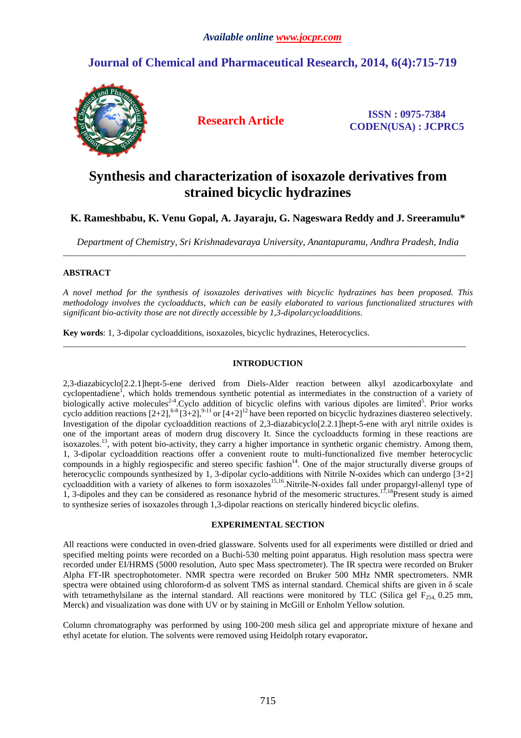*Available online www.jocpr.com*

# Journal of Chemical and Pharmaceutical Research, 2014, 6(4):715-719

**Research Article**

**ISSN : 0975-7384**
**CODEN(USA) : JCPRC5**

# Synthesis and characterization of isoxazole derivatives from strained bicyclic hydrazines

**K. Rameshbabu, K. Venu Gopal, A. Jayaraju, G. Nageswara Reddy and J. Sreeramulu***

*Department of Chemistry, Sri Krishnadevaraya University, Anantapuramu, Andhra Pradesh, India*

---

## ABSTRACT

*A novel method for the synthesis of isoxazoles derivatives with bicyclic hydrazines has been proposed. This methodology involves the cycloadducts, which can be easily elaborated to various functionalized structures with significant bio-activity those are not directly accessible by 1,3-dipolarcycloadditions.*

**Key words**: 1, 3-dipolar cycloadditions, isoxazoles, bicyclic hydrazines, Heterocyclics.

---

## INTRODUCTION

2,3-diazabicyclo[2.2.1]hept-5-ene derived from Diels-Alder reaction between alkyl azodicarboxylate and cyclopentadiene[1], which holds tremendous synthetic potential as intermediates in the construction of a variety of biologically active molecules[2-4].Cyclo addition of bicyclic olefins with various dipoles are limited[5]. Prior works cyclo addition reactions [2+2],[6-8] [3+2],[9-11] or [4+2][12] have been reported on bicyclic hydrazines diastereo selectively. Investigation of the dipolar cycloaddition reactions of 2,3-diazabicyclo[2.2.1]hept-5-ene with aryl nitrile oxides is one of the important areas of modern drug discovery It. Since the cycloadducts forming in these reactions are isoxazoles.[13], with potent bio-activity, they carry a higher importance in synthetic organic chemistry. Among them, 1, 3-dipolar cycloaddition reactions offer a convenient route to multi-functionalized five member heterocyclic compounds in a highly regiospecific and stereo specific fashion[14]. One of the major structurally diverse groups of heterocyclic compounds synthesized by 1, 3-dipolar cyclo-additions with Nitrile N-oxides which can undergo [3+2] cycloaddition with a variety of alkenes to form isoxazoles[15,16].Nitrile-N-oxides fall under propargyl-allenyl type of 1, 3-dipoles and they can be considered as resonance hybrid of the mesomeric structures.[17,18]Present study is aimed to synthesize series of isoxazoles through 1,3-dipolar reactions on sterically hindered bicyclic olefins.

## EXPERIMENTAL SECTION

All reactions were conducted in oven-dried glassware. Solvents used for all experiments were distilled or dried and specified melting points were recorded on a Buchi-530 melting point apparatus. High resolution mass spectra were recorded under EI/HRMS (5000 resolution, Auto spec Mass spectrometer). The IR spectra were recorded on Bruker Alpha FT-IR spectrophotometer. NMR spectra were recorded on Bruker 500 MHz NMR spectrometers. NMR spectra were obtained using chloroform-d as solvent TMS as internal standard. Chemical shifts are given in $\delta$ scale with tetramethylsilane as the internal standard. All reactions were monitored by TLC (Silica gel $F_{254,}$ 0.25 mm, Merck) and visualization was done with UV or by staining in McGill or Enholm Yellow solution.

Column chromatography was performed by using 100-200 mesh silica gel and appropriate mixture of hexane and ethyl acetate for elution. The solvents were removed using Heidolph rotary evaporator**.**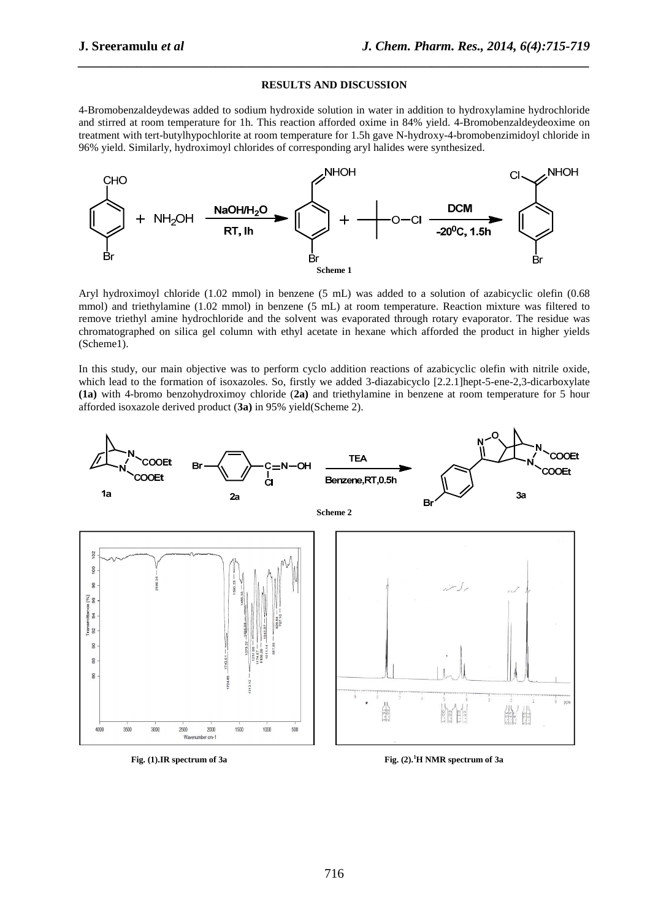## RESULTS AND DISCUSSION

4-Bromobenzaldeydewas added to sodium hydroxide solution in water in addition to hydroxylamine hydrochloride and stirred at room temperature for 1h. This reaction afforded oxime in 84% yield. 4-Bromobenzaldeydeoxime on treatment with tert-butylhypochlorite at room temperature for 1.5h gave N-hydroxy-4-bromobenzimidoyl chloride in 96% yield. Similarly, hydroximoyl chlorides of corresponding aryl halides were synthesized.

**Scheme 1**

Aryl hydroximoyl chloride (1.02 mmol) in benzene (5 mL) was added to a solution of azabicyclic olefin (0.68 mmol) and triethylamine (1.02 mmol) in benzene (5 mL) at room temperature. Reaction mixture was filtered to remove triethyl amine hydrochloride and the solvent was evaporated through rotary evaporator. The residue was chromatographed on silica gel column with ethyl acetate in hexane which afforded the product in higher yields (Scheme1).

In this study, our main objective was to perform cyclo addition reactions of azabicyclic olefin with nitrile oxide, which lead to the formation of isoxazoles. So, firstly we added 3-diazabicyclo [2.2.1]hept-5-ene-2,3-dicarboxylate **(1a)** with 4-bromo benzohydroximoy chloride (**2a)** and triethylamine in benzene at room temperature for 5 hour afforded isoxazole derived product (**3a)** in 95% yield(Scheme 2).

**Scheme 2**

**Fig. (1).IR spectrum of 3a**

**Fig. (2).[1]H NMR spectrum of 3a**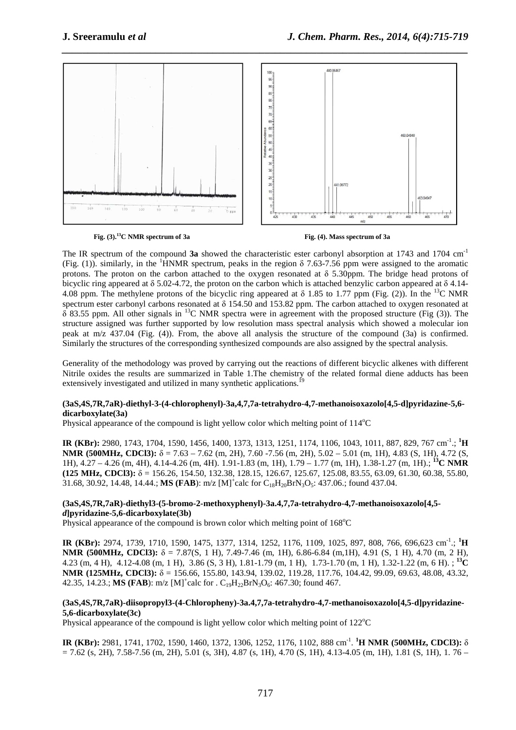Fig. (3).[13]C NMR spectrum of 3a

Fig. (4). Mass spectrum of 3a

The IR spectrum of the compound **3a** showed the characteristic ester carbonyl absorption at 1743 and 1704 $cm^{-1}$ (Fig. (1)). similarly, in the $^1$HNMR spectrum, peaks in the region δ 7.63-7.56 ppm were assigned to the aromatic protons. The proton on the carbon attached to the oxygen resonated at δ 5.30ppm. The bridge head protons of bicyclic ring appeared at δ 5.02-4.72, the proton on the carbon which is attached benzylic carbon appeared at δ 4.14-4.08 ppm. The methylene protons of the bicyclic ring appeared at δ 1.85 to 1.77 ppm (Fig. (2)). In the $^{13}$C NMR spectrum ester carbonyl carbons resonated at δ 154.50 and 153.82 ppm. The carbon attached to oxygen resonated at δ 83.55 ppm. All other signals in $^{13}$C NMR spectra were in agreement with the proposed structure (Fig (3)). The structure assigned was further supported by low resolution mass spectral analysis which showed a molecular ion peak at m/z 437.04 (Fig. (4)). From, the above all analysis the structure of the compound (3a) is confirmed. Similarly the structures of the corresponding synthesized compounds are also assigned by the spectral analysis.

Generality of the methodology was proved by carrying out the reactions of different bicyclic alkenes with different Nitrile oxides the results are summarized in Table 1.The chemistry of the related formal diene adducts has been extensively investigated and utilized in many synthetic applications.[19]

**(3aS,4S,7R,7aR)-diethyl-3-(4-chlorophenyl)-3a,4,7,7a-tetrahydro-4,7-methanoisoxazolo[4,5-d]pyridazine-5,6-dicarboxylate(3a)**

Physical appearance of the compound is light yellow color which melting point of 114$^o$C

**IR (KBr):** 2980, 1743, 1704, 1590, 1456, 1400, 1373, 1313, 1251, 1174, 1106, 1043, 1011, 887, 829, 767 $cm^{-1}$.; **$^1$H NMR (500MHz, CDCl3):** δ = 7.63 – 7.62 (m, 2H), 7.60 -7.56 (m, 2H), 5.02 – 5.01 (m, 1H), 4.83 (S, 1H), 4.72 (S, 1H), 4.27 – 4.26 (m, 4H), 4.14-4.26 (m, 4H). 1.91-1.83 (m, 1H), 1.79 – 1.77 (m, 1H), 1.38-1.27 (m, 1H).; **$^{13}$C NMR (125 MHz, CDCl3):** δ = 156.26, 154.50, 132.38, 128.15, 126.67, 125.67, 125.08, 83.55, 63.09, 61.30, 60.38, 55.80, 31.68, 30.92, 14.48, 14.44.; **MS (FAB**): m/z $[M]^+$calc for $C_{18}H_{20}BrN_3O_5$: 437.06.; found 437.04.

**(3aS,4S,7R,7aR)-diethyl3-(5-bromo-2-methoxyphenyl)-3a.4,7,7a-tetrahydro-4,7-methanoisoxazolo[4,5-*d*]pyridazine-5,6-dicarboxylate(3b)**

Physical appearance of the compound is brown color which melting point of 168$^o$C

**IR (KBr):** 2974, 1739, 1710, 1590, 1475, 1377, 1314, 1252, 1176, 1109, 1025, 897, 808, 766, 696,623 $cm^{-1}$.; **$^1$H NMR (500MHz, CDCl3):** δ = 7.87(S, 1 H), 7.49-7.46 (m, 1H), 6.86-6.84 (m,1H), 4.91 (S, 1 H), 4.70 (m, 2 H), 4.23 (m, 4 H), 4.12-4.08 (m, 1 H), 3.86 (S, 3 H), 1.81-1.79 (m, 1 H), 1.73-1.70 (m, 1 H), 1.32-1.22 (m, 6 H). ; **$^{13}$C NMR (125MHz, CDCl3):** δ = 156.66, 155.80, 143.94, 139.02, 119.28, 117.76, 104.42, 99.09, 69.63, 48.08, 43.32, 42.35, 14.23.; **MS (FAB**): m/z $[M]^+$calc for . $C_{19}H_{22}BrN_3O_6$: 467.30; found 467.

**(3aS,4S,7R,7aR)-diisopropyl3-(4-Chloropheny)-3a.4,7,7a-tetrahydro-4,7-methanoisoxazolo[4,5-d]pyridazine-5,6-dicarboxylate(3c)**

Physical appearance of the compound is light yellow color which melting point of 122$^o$C

**IR (KBr):** 2981, 1741, 1702, 1590, 1460, 1372, 1306, 1252, 1176, 1102, 888 $cm^{-1}$. **$^1$H NMR (500MHz, CDCl3):** δ = 7.62 (s, 2H), 7.58-7.56 (m, 2H), 5.01 (s, 3H), 4.87 (s, 1H), 4.70 (S, 1H), 4.13-4.05 (m, 1H), 1.81 (S, 1H), 1. 76 –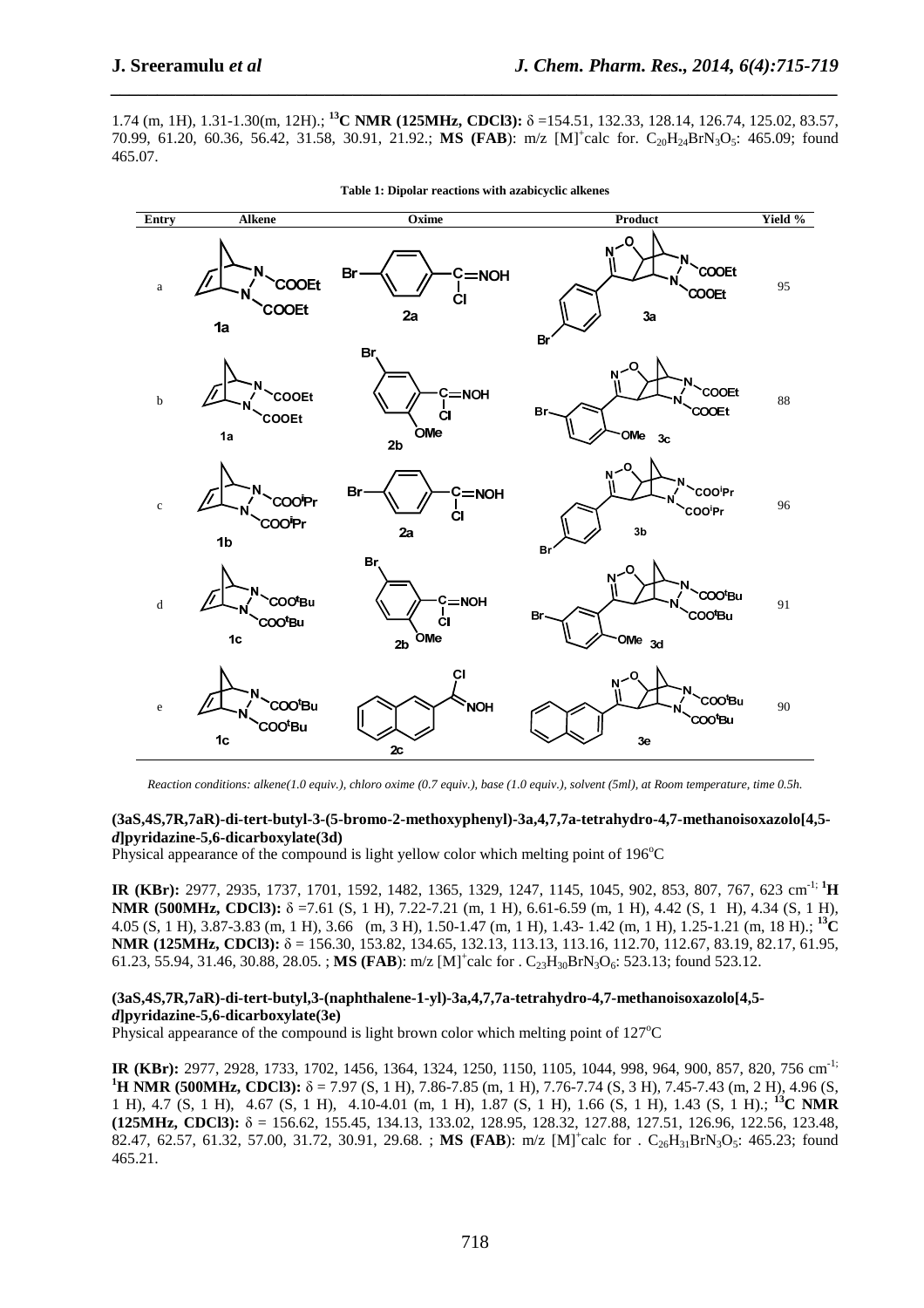1.74 (m, 1H), 1.31-1.30(m, 12H).; **$^{13}$C NMR (125MHz, CDCl3):** δ =154.51, 132.33, 128.14, 126.74, 125.02, 83.57, 70.99, 61.20, 60.36, 56.42, 31.58, 30.91, 21.92.; **MS (FAB)**: m/z $[M]^+$calc for. $C_{20}H_{24}BrN_3O_5$: 465.09; found 465.07.

**Table 1: Dipolar reactions with azabicyclic alkenes**

| Entry | Alkene | Oxime | Product | Yield % |
|---|---|---|---|---|
| a | 1a | 2a | 3a | 95 |
| b | 1a | 2b | 3c | 88 |
| c | 1b | 2a | 3b | 96 |
| d | 1c | 2b | 3d | 91 |
| e | 1c | 2c | 3e | 90 |

*Reaction conditions: alkene(1.0 equiv.), chloro oxime (0.7 equiv.), base (1.0 equiv.), solvent (5ml), at Room temperature, time 0.5h.*

**(3aS,4S,7R,7aR)-di-tert-butyl-3-(5-bromo-2-methoxyphenyl)-3a,4,7,7a-tetrahydro-4,7-methanoisoxazolo[4,5-*d*]pyridazine-5,6-dicarboxylate(3d)**

Physical appearance of the compound is light yellow color which melting point of 196°C

**IR (KBr):** 2977, 2935, 1737, 1701, 1592, 1482, 1365, 1329, 1247, 1145, 1045, 902, 853, 807, 767, 623 cm$^{-1}$; **$^1$H NMR (500MHz, CDCl3):** δ =7.61 (S, 1 H), 7.22-7.21 (m, 1 H), 6.61-6.59 (m, 1 H), 4.42 (S, 1 H), 4.34 (S, 1 H), 4.05 (S, 1 H), 3.87-3.83 (m, 1 H), 3.66 (m, 3 H), 1.50-1.47 (m, 1 H), 1.43- 1.42 (m, 1 H), 1.25-1.21 (m, 18 H).; **$^{13}$C NMR (125MHz, CDCl3):** δ = 156.30, 153.82, 134.65, 132.13, 113.13, 113.16, 112.70, 112.67, 83.19, 82.17, 61.95, 61.23, 55.94, 31.46, 30.88, 28.05. ; **MS (FAB)**: m/z $[M]^+$calc for . $C_{23}H_{30}BrN_3O_6$: 523.13; found 523.12.

**(3aS,4S,7R,7aR)-di-tert-butyl,3-(naphthalene-1-yl)-3a,4,7,7a-tetrahydro-4,7-methanoisoxazolo[4,5-*d*]pyridazine-5,6-dicarboxylate(3e)**

Physical appearance of the compound is light brown color which melting point of 127°C

**IR (KBr):** 2977, 2928, 1733, 1702, 1456, 1364, 1324, 1250, 1150, 1105, 1044, 998, 964, 900, 857, 820, 756 cm$^{-1}$; **$^1$H NMR (500MHz, CDCl3):** δ = 7.97 (S, 1 H), 7.86-7.85 (m, 1 H), 7.76-7.74 (S, 3 H), 7.45-7.43 (m, 2 H), 4.96 (S, 1 H), 4.7 (S, 1 H), 4.67 (S, 1 H), 4.10-4.01 (m, 1 H), 1.87 (S, 1 H), 1.66 (S, 1 H), 1.43 (S, 1 H).; **$^{13}$C NMR (125MHz, CDCl3):** δ = 156.62, 155.45, 134.13, 133.02, 128.95, 128.32, 127.88, 127.51, 126.96, 122.56, 123.48, 82.47, 62.57, 61.32, 57.00, 31.72, 30.91, 29.68. ; **MS (FAB)**: m/z $[M]^+$calc for . $C_{26}H_{31}BrN_3O_5$: 465.23; found 465.21.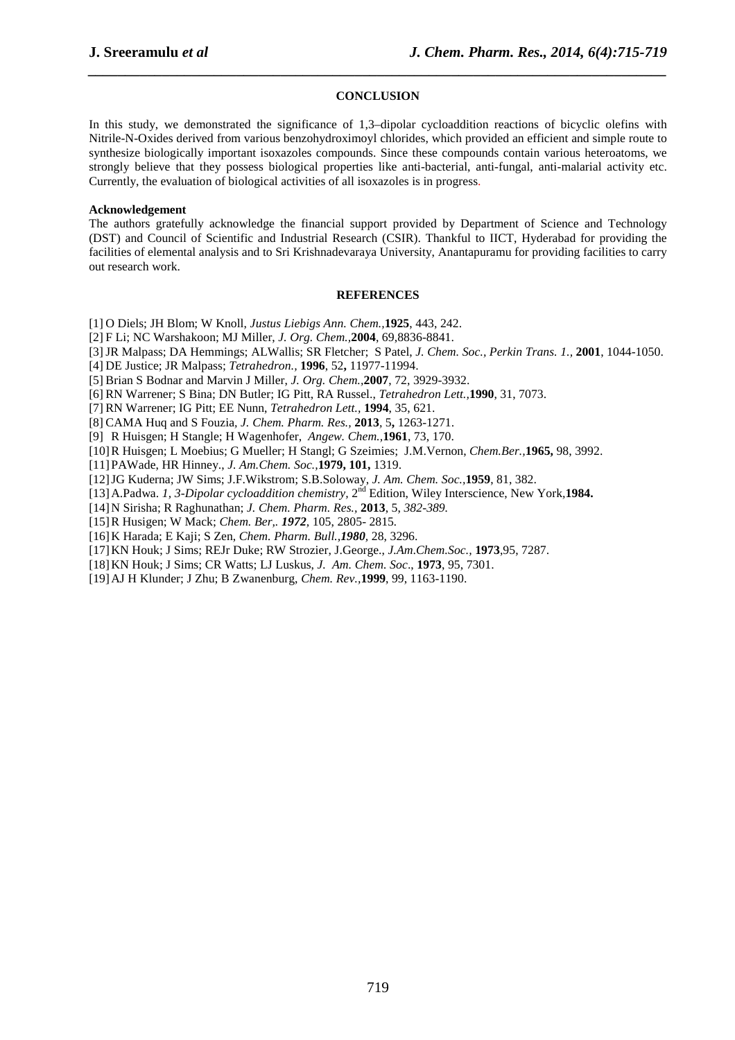## CONCLUSION

In this study, we demonstrated the significance of 1,3–dipolar cycloaddition reactions of bicyclic olefins with Nitrile-N-Oxides derived from various benzohydroximoyl chlorides, which provided an efficient and simple route to synthesize biologically important isoxazoles compounds. Since these compounds contain various heteroatoms, we strongly believe that they possess biological properties like anti-bacterial, anti-fungal, anti-malarial activity etc. Currently, the evaluation of biological activities of all isoxazoles is in progress.

### Acknowledgement

The authors gratefully acknowledge the financial support provided by Department of Science and Technology (DST) and Council of Scientific and Industrial Research (CSIR). Thankful to IICT, Hyderabad for providing the facilities of elemental analysis and to Sri Krishnadevaraya University, Anantapuramu for providing facilities to carry out research work.

## REFERENCES

[1] O Diels; JH Blom; W Knoll, *Justus Liebigs Ann. Chem.*,**1925**, 443, 242.

[2] F Li; NC Warshakoon; MJ Miller, *J. Org. Chem.*,**2004**, 69,8836-8841.

[3] JR Malpass; DA Hemmings; ALWallis; SR Fletcher; S Patel, *J. Chem. Soc., Perkin Trans. 1.*, **2001**, 1044-1050.

[4] DE Justice; JR Malpass; *Tetrahedron.*, **1996**, 52**,** 11977-11994.

[5] Brian S Bodnar and Marvin J Miller, *J. Org. Chem.*,**2007**, 72, 3929-3932.

[6] RN Warrener; S Bina; DN Butler; IG Pitt, RA Russel., *Tetrahedron Lett.*,**1990**, 31, 7073.

[7] RN Warrener; IG Pitt; EE Nunn, *Tetrahedron Lett.*, **1994**, 35, 621.

[8] CAMA Huq and S Fouzia, *J. Chem. Pharm. Res.*, **2013**, 5**,** 1263-1271.

[9] R Huisgen; H Stangle; H Wagenhofer, *Angew. Chem.*,**1961**, 73, 170.

[10] R Huisgen; L Moebius; G Mueller; H Stangl; G Szeimies; J.M.Vernon, *Chem.Ber.*,**1965,** 98, 3992.

[11] PAWade, HR Hinney., *J. Am.Chem. Soc.*,**1979, 101,** 1319.

[12] JG Kuderna; JW Sims; J.F.Wikstrom; S.B.Soloway, *J. Am. Chem. Soc.*,**1959**, 81, 382.

[13] A.Padwa. *1, 3-Dipolar cycloaddition chemistry*, 2nd Edition, Wiley Interscience, New York,**1984.**

[14] N Sirisha; R Raghunathan; *J. Chem. Pharm. Res.*, **2013**, 5, *382-389.*

[15] R Husigen; W Mack; *Chem. Ber,. **1972***, 105, 2805- 2815.

[16] K Harada; E Kaji; S Zen, *Chem. Pharm. Bull.,**1980***, 28, 3296.

[17] KN Houk; J Sims; REJr Duke; RW Strozier, J.George., *J.Am.Chem.Soc.*, **1973**,95, 7287.

[18] KN Houk; J Sims; CR Watts; LJ Luskus, *J. Am. Chem. Soc*., **1973**, 95, 7301.

[19] AJ H Klunder; J Zhu; B Zwanenburg, *Chem. Rev.*,**1999**, 99, 1163-1190.